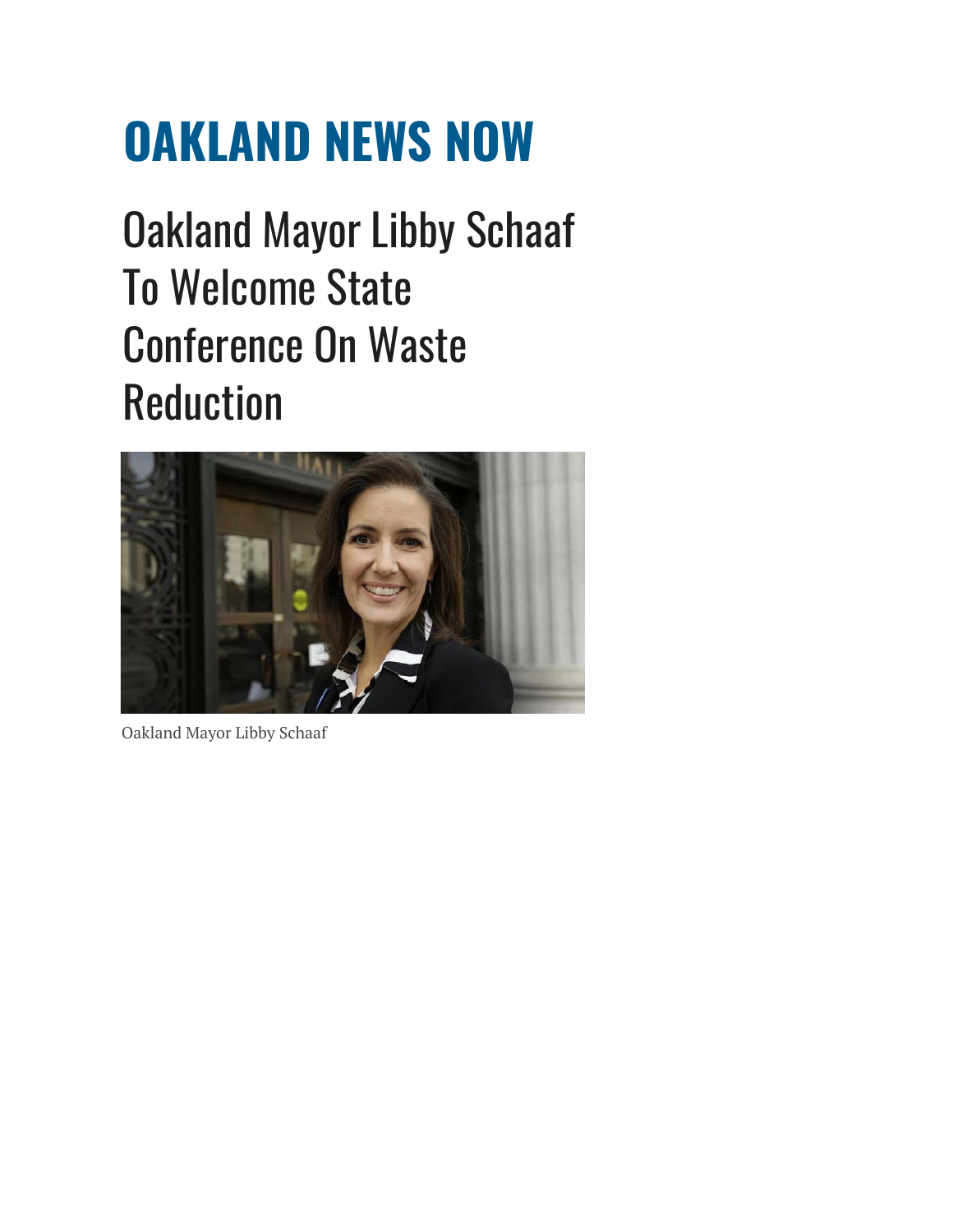# OAKLAND NEWS NOW

## Oakland Mayor Libby Schaaf To Welcome State Conference On Waste Reduction

Oakland Mayor Libby Schaaf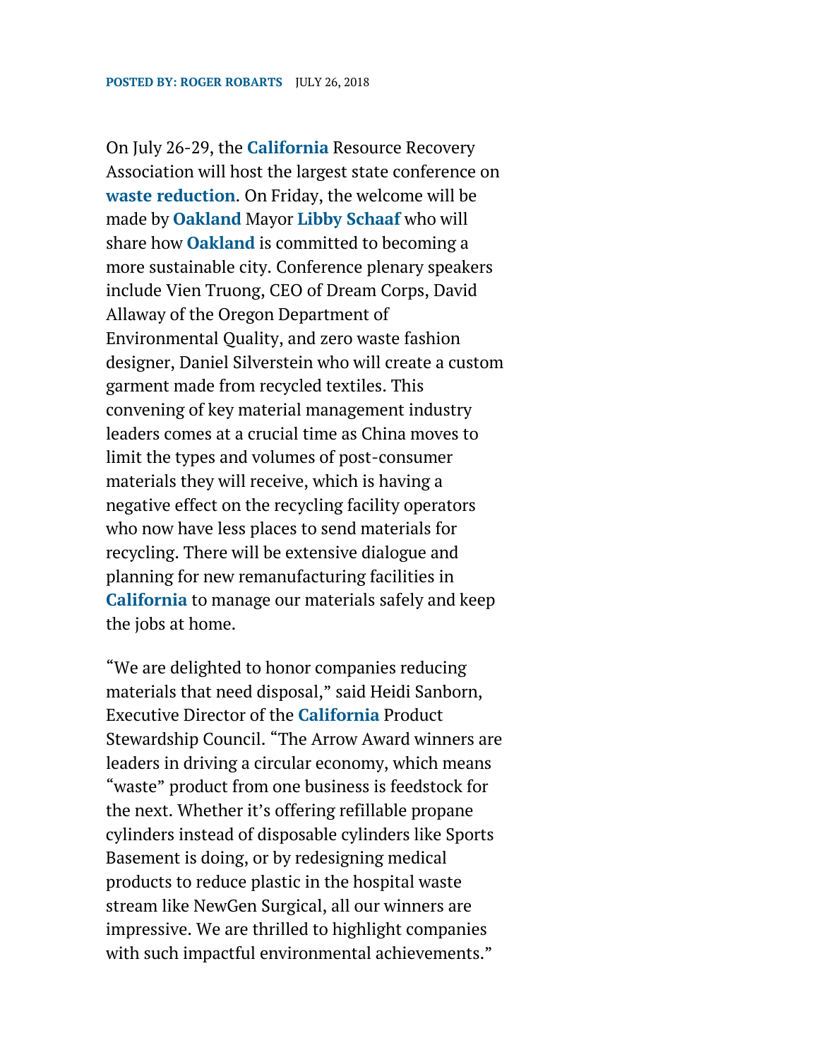**POSTED BY: ROGER ROBARTS** JULY 26, 2018

On July 26-29, the **California** Resource Recovery Association will host the largest state conference on **waste reduction**. On Friday, the welcome will be made by **Oakland** Mayor **Libby Schaaf** who will share how **Oakland** is committed to becoming a more sustainable city. Conference plenary speakers include Vien Truong, CEO of Dream Corps, David Allaway of the Oregon Department of Environmental Quality, and zero waste fashion designer, Daniel Silverstein who will create a custom garment made from recycled textiles. This convening of key material management industry leaders comes at a crucial time as China moves to limit the types and volumes of post-consumer materials they will receive, which is having a negative effect on the recycling facility operators who now have less places to send materials for recycling. There will be extensive dialogue and planning for new remanufacturing facilities in **California** to manage our materials safely and keep the jobs at home.

"We are delighted to honor companies reducing materials that need disposal," said Heidi Sanborn, Executive Director of the **California** Product Stewardship Council. "The Arrow Award winners are leaders in driving a circular economy, which means "waste" product from one business is feedstock for the next. Whether it's offering refillable propane cylinders instead of disposable cylinders like Sports Basement is doing, or by redesigning medical products to reduce plastic in the hospital waste stream like NewGen Surgical, all our winners are impressive. We are thrilled to highlight companies with such impactful environmental achievements."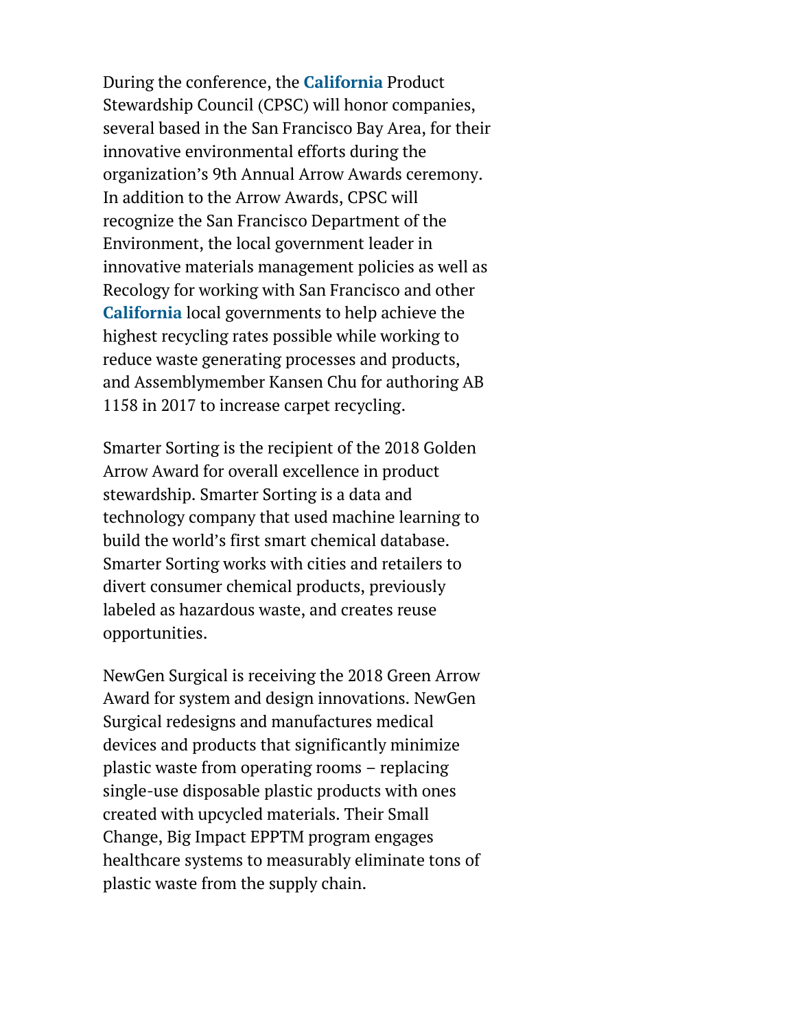During the conference, the **California** Product Stewardship Council (CPSC) will honor companies, several based in the San Francisco Bay Area, for their innovative environmental efforts during the organization's 9th Annual Arrow Awards ceremony. In addition to the Arrow Awards, CPSC will recognize the San Francisco Department of the Environment, the local government leader in innovative materials management policies as well as Recology for working with San Francisco and other **California** local governments to help achieve the highest recycling rates possible while working to reduce waste generating processes and products, and Assemblymember Kansen Chu for authoring AB 1158 in 2017 to increase carpet recycling.

Smarter Sorting is the recipient of the 2018 Golden Arrow Award for overall excellence in product stewardship. Smarter Sorting is a data and technology company that used machine learning to build the world's first smart chemical database. Smarter Sorting works with cities and retailers to divert consumer chemical products, previously labeled as hazardous waste, and creates reuse opportunities.

NewGen Surgical is receiving the 2018 Green Arrow Award for system and design innovations. NewGen Surgical redesigns and manufactures medical devices and products that significantly minimize plastic waste from operating rooms – replacing single-use disposable plastic products with ones created with upcycled materials. Their Small Change, Big Impact EPPTM program engages healthcare systems to measurably eliminate tons of plastic waste from the supply chain.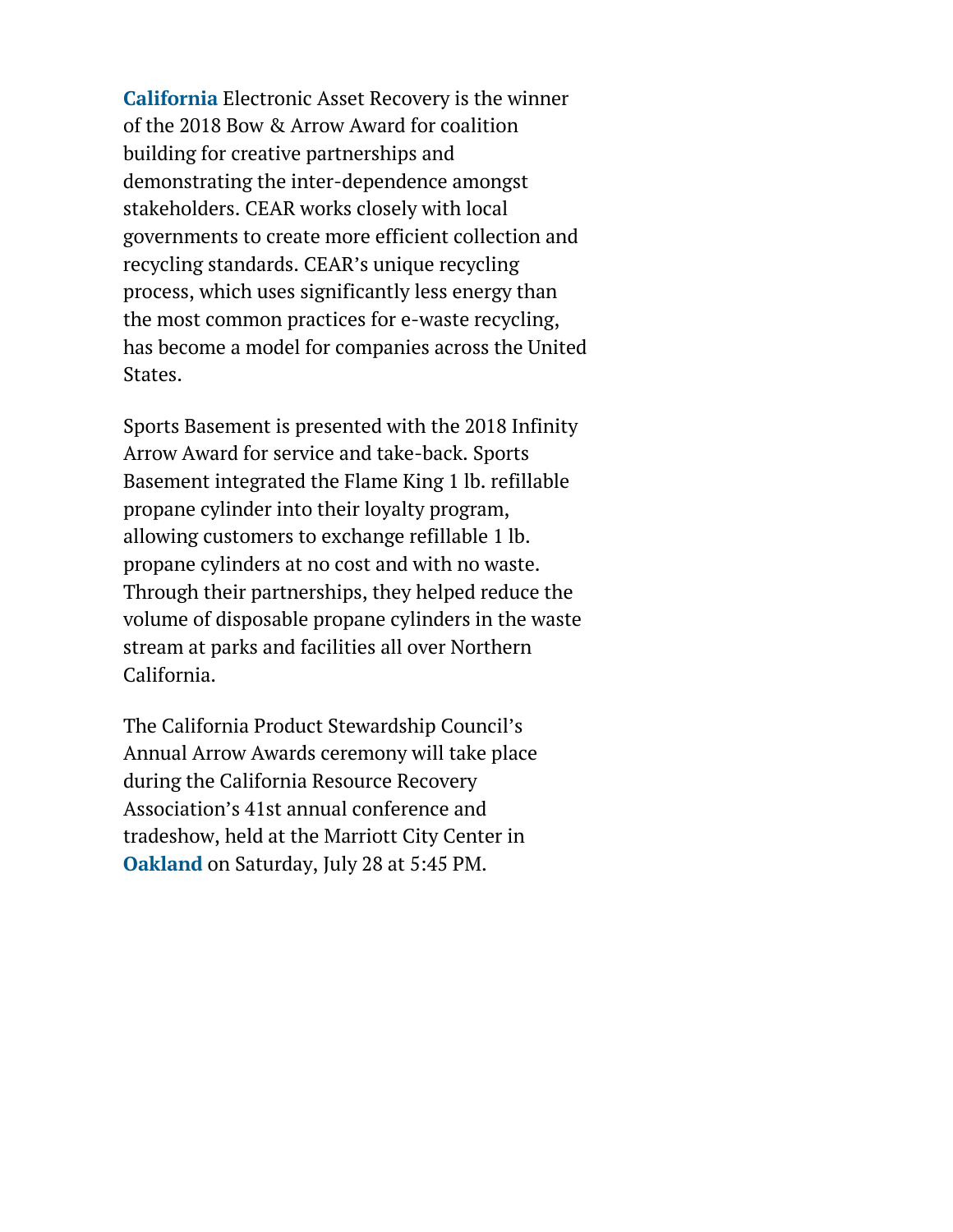**California** Electronic Asset Recovery is the winner of the 2018 Bow & Arrow Award for coalition building for creative partnerships and demonstrating the inter-dependence amongst stakeholders. CEAR works closely with local governments to create more efficient collection and recycling standards. CEAR's unique recycling process, which uses significantly less energy than the most common practices for e-waste recycling, has become a model for companies across the United States.

Sports Basement is presented with the 2018 Infinity Arrow Award for service and take-back. Sports Basement integrated the Flame King 1 lb. refillable propane cylinder into their loyalty program, allowing customers to exchange refillable 1 lb. propane cylinders at no cost and with no waste. Through their partnerships, they helped reduce the volume of disposable propane cylinders in the waste stream at parks and facilities all over Northern California.

The California Product Stewardship Council's Annual Arrow Awards ceremony will take place during the California Resource Recovery Association's 41st annual conference and tradeshow, held at the Marriott City Center in **Oakland** on Saturday, July 28 at 5:45 PM.